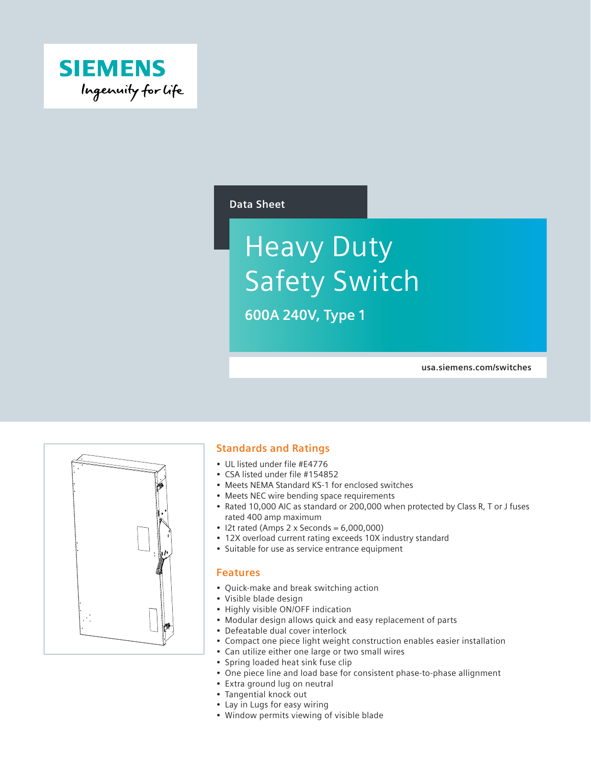SIEMENS

Ingenuity for life

Data Sheet

# Heavy Duty Safety Switch

**600A 240V, Type 1**

usa.siemens.com/switches

## Standards and Ratings

- UL listed under file #E4776
- CSA listed under file #154852
- Meets NEMA Standard KS-1 for enclosed switches
- Meets NEC wire bending space requirements
- Rated 10,000 AIC as standard or 200,000 when protected by Class R, T or J fuses rated 400 amp maximum
- I2t rated (Amps 2 x Seconds = 6,000,000)
- 12X overload current rating exceeds 10X industry standard
- Suitable for use as service entrance equipment

## Features

- Quick-make and break switching action
- Visible blade design
- Highly visible ON/OFF indication
- Modular design allows quick and easy replacement of parts
- Defeatable dual cover interlock
- Compact one piece light weight construction enables easier installation
- Can utilize either one large or two small wires
- Spring loaded heat sink fuse clip
- One piece line and load base for consistent phase-to-phase allignment
- Extra ground lug on neutral
- Tangential knock out
- Lay in Lugs for easy wiring
- Window permits viewing of visible blade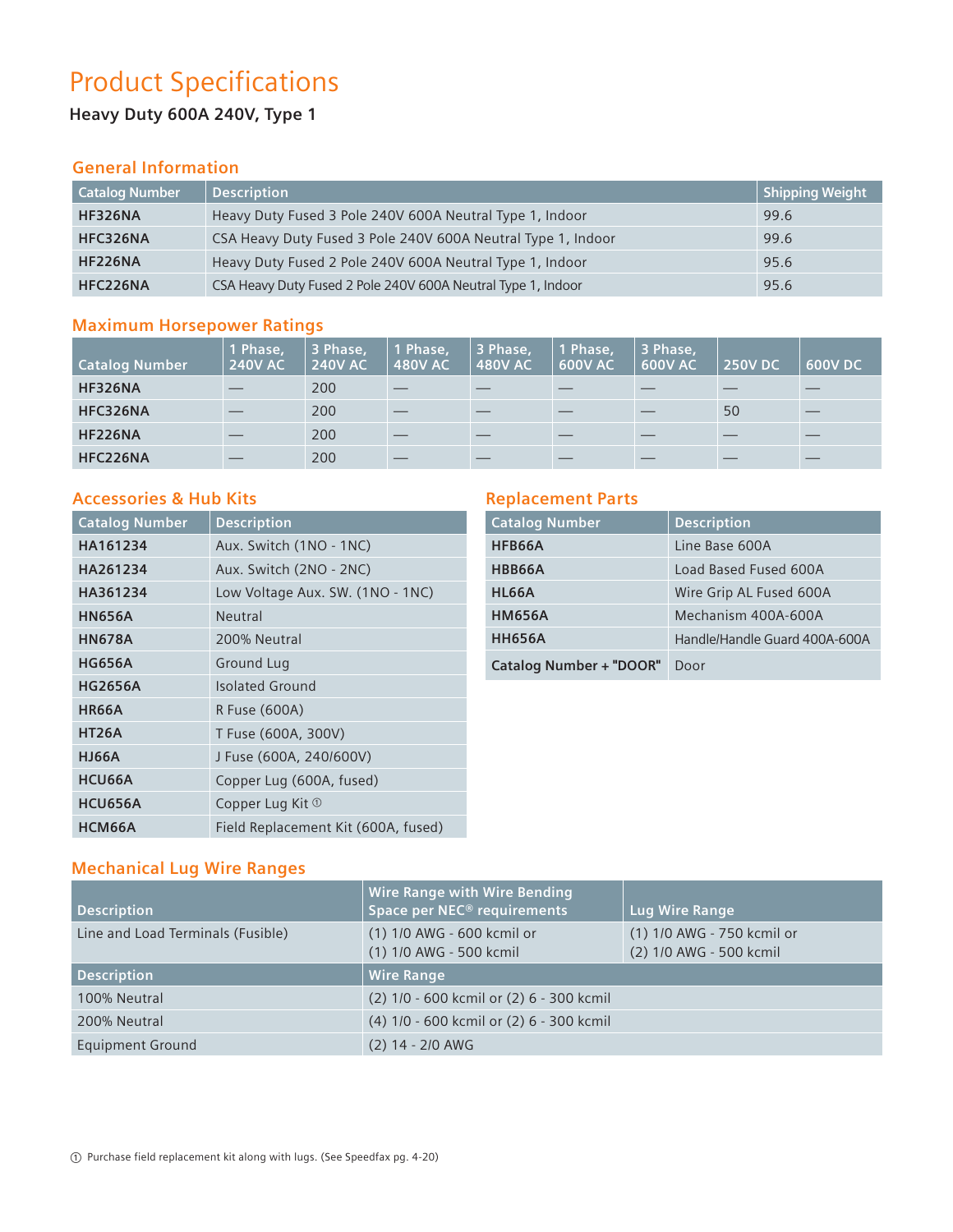# Product Specifications

**Heavy Duty 600A 240V, Type 1**

## General Information

| Catalog Number | Description | Shipping Weight |
|---|---|---|
| **HF326NA** | Heavy Duty Fused 3 Pole 240V 600A Neutral Type 1, Indoor | 99.6 |
| **HFC326NA** | CSA Heavy Duty Fused 3 Pole 240V 600A Neutral Type 1, Indoor | 99.6 |
| **HF226NA** | Heavy Duty Fused 2 Pole 240V 600A Neutral Type 1, Indoor | 95.6 |
| **HFC226NA** | CSA Heavy Duty Fused 2 Pole 240V 600A Neutral Type 1, Indoor | 95.6 |

## Maximum Horsepower Ratings

| Catalog Number | 1 Phase, 240V AC | 3 Phase, 240V AC | 1 Phase, 480V AC | 3 Phase, 480V AC | 1 Phase, 600V AC | 3 Phase, 600V AC | 250V DC | 600V DC |
|---|---|---|---|---|---|---|---|---|
| **HF326NA** | — | 200 | — | — | — | — | — | — |
| **HFC326NA** | — | 200 | — | — | — | — | 50 | — |
| **HF226NA** | — | 200 | — | — | — | — | — | — |
| **HFC226NA** | — | 200 | — | — | — | — | — | — |

## Accessories & Hub Kits

| Catalog Number | Description |
|---|---|
| **HA161234** | Aux. Switch (1NO - 1NC) |
| **HA261234** | Aux. Switch (2NO - 2NC) |
| **HA361234** | Low Voltage Aux. SW. (1NO - 1NC) |
| **HN656A** | Neutral |
| **HN678A** | 200% Neutral |
| **HG656A** | Ground Lug |
| **HG2656A** | Isolated Ground |
| **HR66A** | R Fuse (600A) |
| **HT26A** | T Fuse (600A, 300V) |
| **HJ66A** | J Fuse (600A, 240/600V) |
| **HCU66A** | Copper Lug (600A, fused) |
| **HCU656A** | Copper Lug Kit ① |
| **HCM66A** | Field Replacement Kit (600A, fused) |

## Replacement Parts

| Catalog Number | Description |
|---|---|
| **HFB66A** | Line Base 600A |
| **HBB66A** | Load Based Fused 600A |
| **HL66A** | Wire Grip AL Fused 600A |
| **HM656A** | Mechanism 400A-600A |
| **HH656A** | Handle/Handle Guard 400A-600A |
| **Catalog Number + "DOOR"** | Door |

## Mechanical Lug Wire Ranges

| Description | Wire Range with Wire Bending Space per NEC® requirements | Lug Wire Range |
|---|---|---|
| Line and Load Terminals (Fusible) | (1) 1/0 AWG - 600 kcmil or (1) 1/0 AWG - 500 kcmil | (1) 1/0 AWG - 750 kcmil or (2) 1/0 AWG - 500 kcmil |

| Description | Wire Range |
|---|---|
| 100% Neutral | (2) 1/0 - 600 kcmil or (2) 6 - 300 kcmil |
| 200% Neutral | (4) 1/0 - 600 kcmil or (2) 6 - 300 kcmil |
| Equipment Ground | (2) 14 - 2/0 AWG |

① Purchase field replacement kit along with lugs. (See Speedfax pg. 4-20)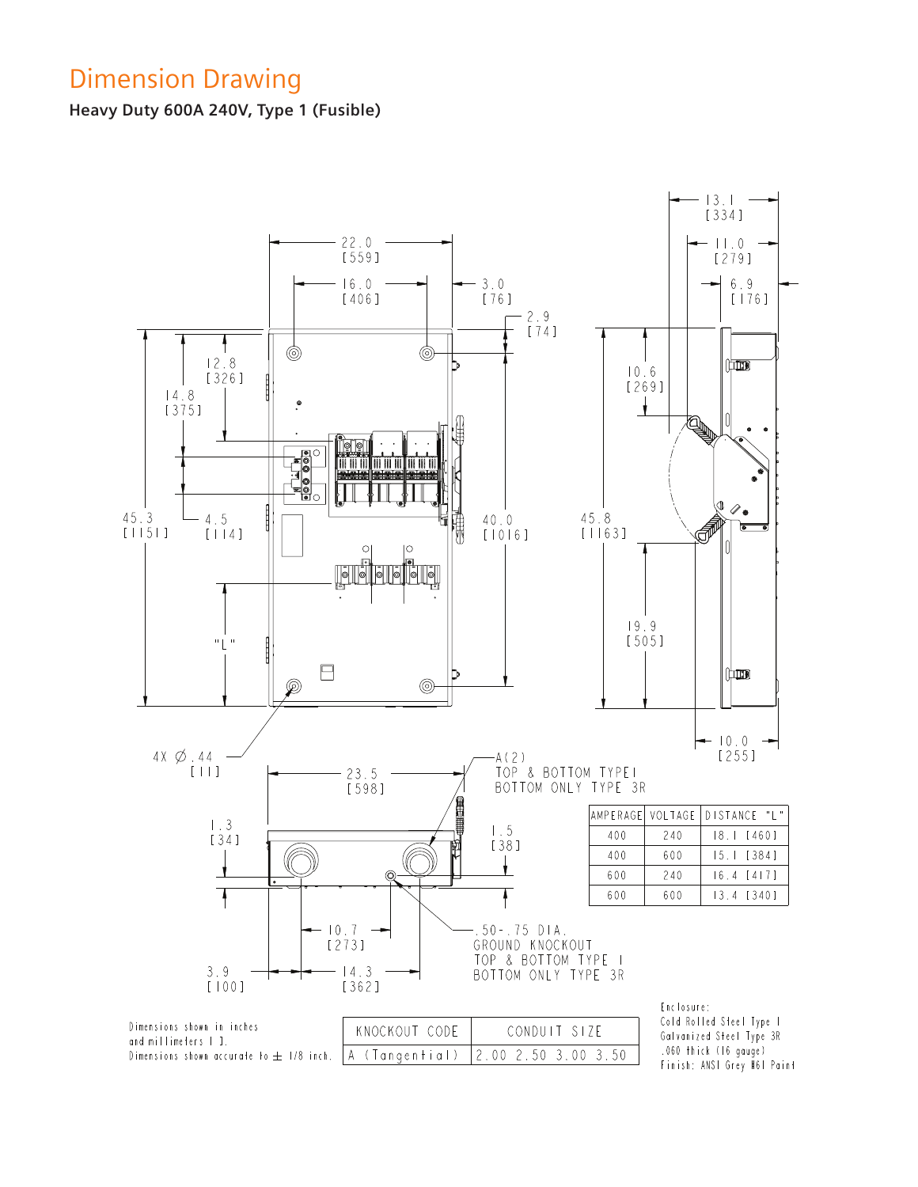# Dimension Drawing

**Heavy Duty 600A 240V, Type 1 (Fusible)**

4X ∅ .44 [11]

A(2)
TOP & BOTTOM TYPE I
BOTTOM ONLY TYPE 3R

.50-.75 DIA.
GROUND KNOCKOUT
TOP & BOTTOM TYPE I
BOTTOM ONLY TYPE 3R

| AMPERAGE | VOLTAGE | DISTANCE "L" |
|---|---|---|
| 400 | 240 | 18.1 [460] |
| 400 | 600 | 15.1 [384] |
| 600 | 240 | 16.4 [417] |
| 600 | 600 | 13.4 [340] |

Dimensions shown in inches and millimeters [ ].
Dimensions shown accurate to ± 1/8 inch.

| KNOCKOUT CODE | CONDUIT SIZE |
|---|---|
| A (Tangential) | 2.00 2.50 3.00 3.50 |

Enclosure:
Cold Rolled Steel Type 1
Galvanized Steel Type 3R
.060 thick (16 gauge)
Finish: ANSI Grey #61 Paint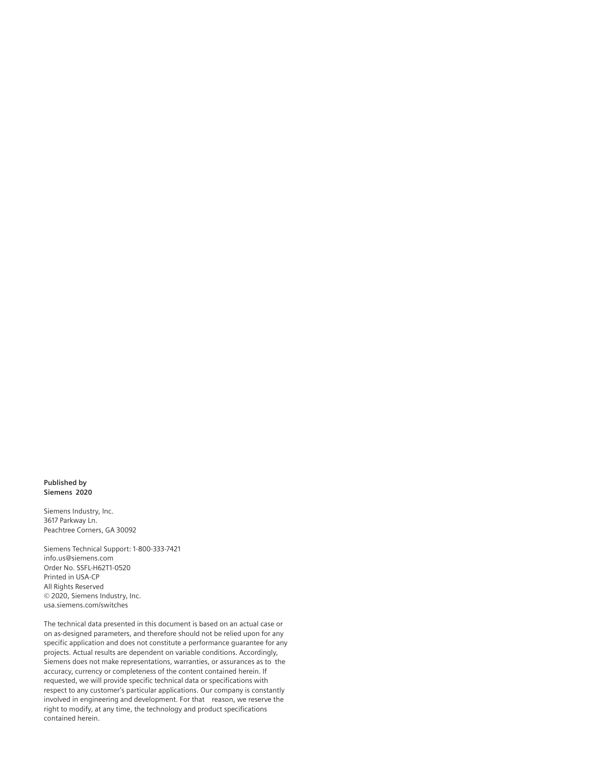**Published by**
**Siemens 2020**

Siemens Industry, Inc.
3617 Parkway Ln.
Peachtree Corners, GA 30092

Siemens Technical Support: 1-800-333-7421
info.us@siemens.com
Order No. SSFL-H62T1-0520
Printed in USA-CP
All Rights Reserved
© 2020, Siemens Industry, Inc.
usa.siemens.com/switches

The technical data presented in this document is based on an actual case or on as-designed parameters, and therefore should not be relied upon for any specific application and does not constitute a performance guarantee for any projects. Actual results are dependent on variable conditions. Accordingly, Siemens does not make representations, warranties, or assurances as to the accuracy, currency or completeness of the content contained herein. If requested, we will provide specific technical data or specifications with respect to any customer's particular applications. Our company is constantly involved in engineering and development. For that reason, we reserve the right to modify, at any time, the technology and product specifications contained herein.